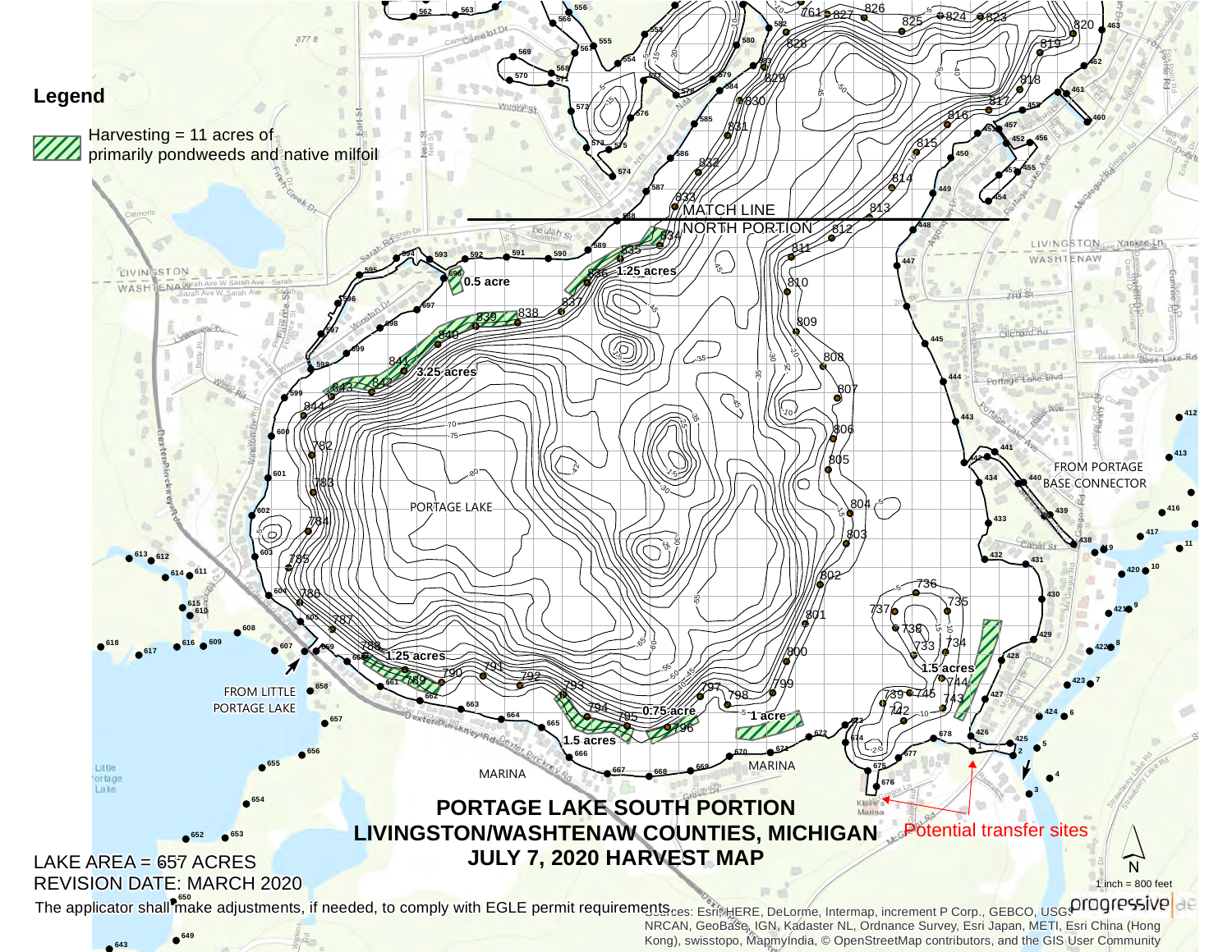# PORTAGE LAKE SOUTH PORTION

## LIVINGSTON/WASHTENAW COUNTIES, MICHIGAN

## JULY 7, 2020 HARVEST MAP

**Legend**

Harvesting = 11 acres of primarily pondweeds and native milfoil

MATCH LINE

NORTH PORTION

PORTAGE LAKE

0.5 acre

1.25 acres

3.25 acres

1.25 acres

1.5 acres

0.75 acre

1 acre

1.5 acres

MARINA

MARINA

FROM LITTLE PORTAGE LAKE

FROM PORTAGE BASE CONNECTOR

Potential transfer sites

LAKE AREA = 657 ACRES

REVISION DATE: MARCH 2020

The applicator shall make adjustments, if needed, to comply with EGLE permit requirements.

1 inch = 800 feet

Sources: Esri, HERE, DeLorme, Intermap, increment P Corp., GEBCO, USGS, FAO, NPS, NRCAN, GeoBase, IGN, Kadaster NL, Ordnance Survey, Esri Japan, METI, Esri China (Hong Kong), swisstopo, MapmyIndia, © OpenStreetMap contributors, and the GIS User Community

progressive ae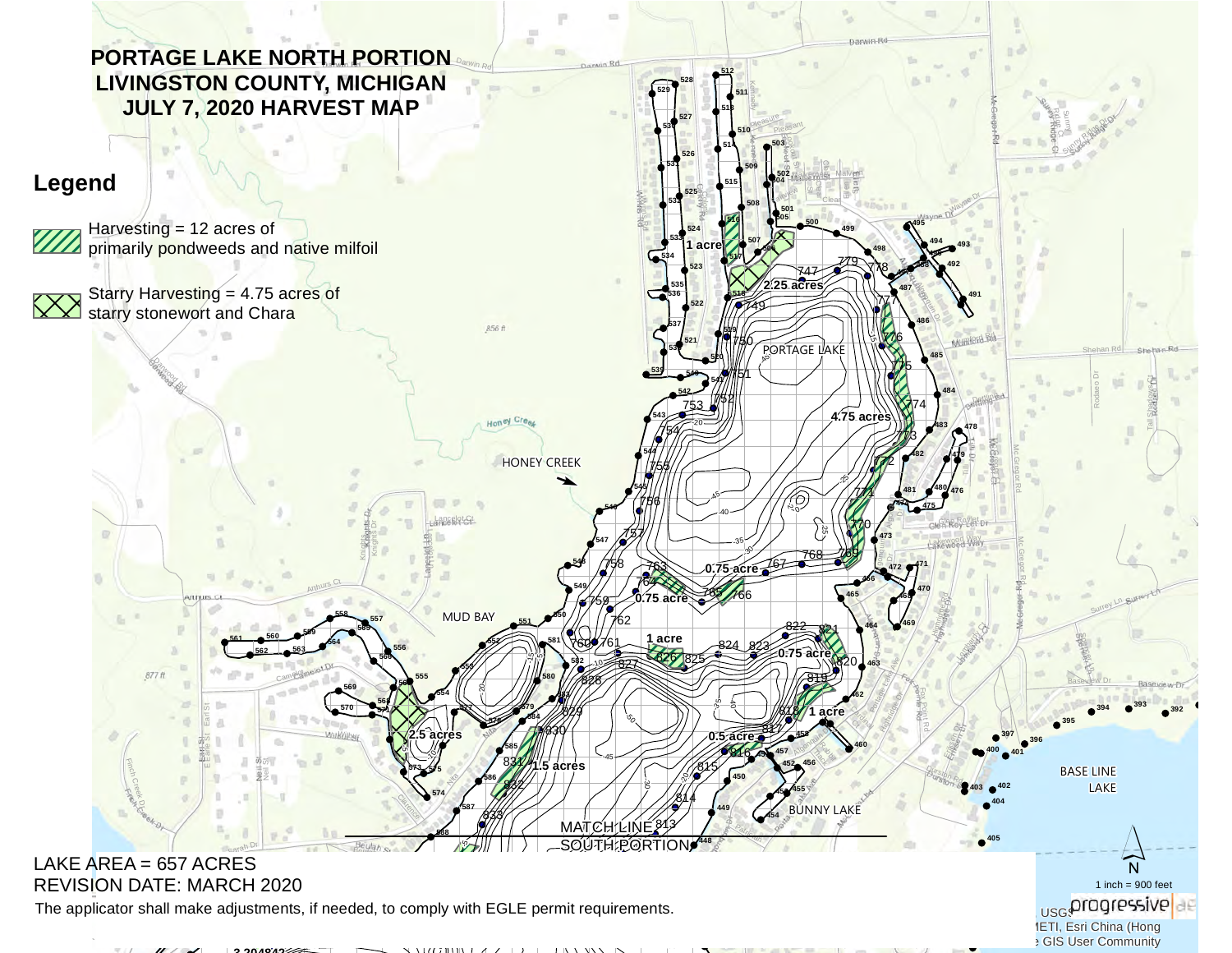# PORTAGE LAKE NORTH PORTION
# LIVINGSTON COUNTY, MICHIGAN
# JULY 7, 2020 HARVEST MAP

## Legend

Harvesting = 12 acres of primarily pondweeds and native milfoil

Starry Harvesting = 4.75 acres of starry stonewort and Chara

1 acre

2.25 acres

4.75 acres

0.75 acre

0.75 acre

1 acre

0.75 acre

1 acre

0.5 acre

2.5 acres

1.5 acres

PORTAGE LAKE

HONEY CREEK

MUD BAY

BASE LINE LAKE

BUNNY LAKE

MATCH LINE
SOUTH PORTION

LAKE AREA = 657 ACRES
REVISION DATE: MARCH 2020

The applicator shall make adjustments, if needed, to comply with EGLE permit requirements.

N

1 inch = 900 feet

progressive ae